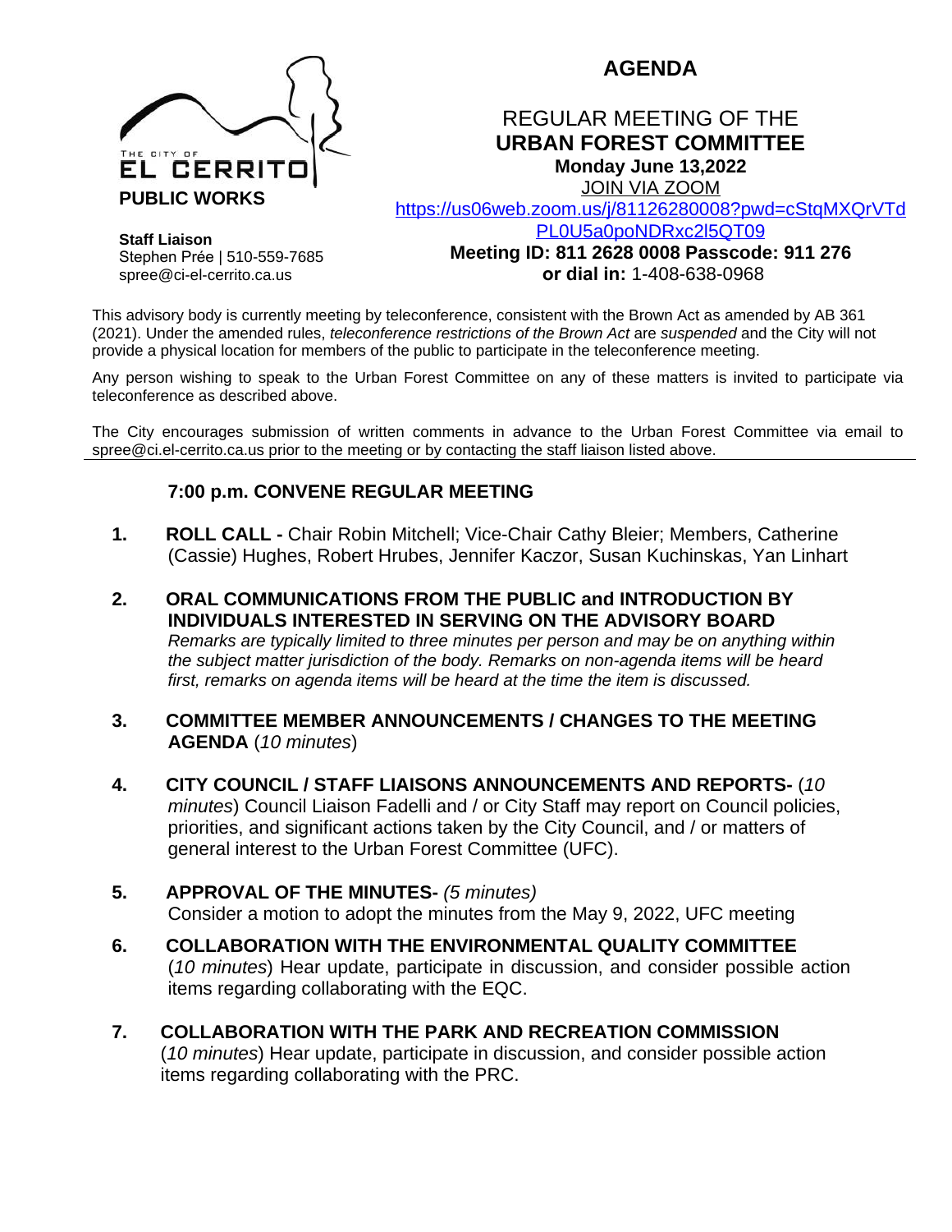THE CITY OF EL CERRITO

**PUBLIC WORKS**

**Staff Liaison**
Stephen Prée | 510-559-7685
spree@ci-el-cerrito.ca.us

# AGENDA

## REGULAR MEETING OF THE
## URBAN FOREST COMMITTEE

**Monday June 13,2022**

JOIN VIA ZOOM
https://us06web.zoom.us/j/81126280008?pwd=cStqMXQrVTdPL0U5a0poNDRxc2l5QT09

**Meeting ID: 811 2628 0008 Passcode: 911 276**
**or dial in:** 1-408-638-0968

This advisory body is currently meeting by teleconference, consistent with the Brown Act as amended by AB 361 (2021). Under the amended rules, *teleconference restrictions of the Brown Act* are *suspended* and the City will not provide a physical location for members of the public to participate in the teleconference meeting.

Any person wishing to speak to the Urban Forest Committee on any of these matters is invited to participate via teleconference as described above.

The City encourages submission of written comments in advance to the Urban Forest Committee via email to spree@ci.el-cerrito.ca.us prior to the meeting or by contacting the staff liaison listed above.

---

**7:00 p.m. CONVENE REGULAR MEETING**

1. **ROLL CALL -** Chair Robin Mitchell; Vice-Chair Cathy Bleier; Members, Catherine (Cassie) Hughes, Robert Hrubes, Jennifer Kaczor, Susan Kuchinskas, Yan Linhart

2. **ORAL COMMUNICATIONS FROM THE PUBLIC and INTRODUCTION BY INDIVIDUALS INTERESTED IN SERVING ON THE ADVISORY BOARD**
   *Remarks are typically limited to three minutes per person and may be on anything within the subject matter jurisdiction of the body. Remarks on non-agenda items will be heard first, remarks on agenda items will be heard at the time the item is discussed.*

3. **COMMITTEE MEMBER ANNOUNCEMENTS / CHANGES TO THE MEETING AGENDA** (*10 minutes*)

4. **CITY COUNCIL / STAFF LIAISONS ANNOUNCEMENTS AND REPORTS-** (*10 minutes*) Council Liaison Fadelli and / or City Staff may report on Council policies, priorities, and significant actions taken by the City Council, and / or matters of general interest to the Urban Forest Committee (UFC).

5. **APPROVAL OF THE MINUTES-** *(5 minutes)*
   Consider a motion to adopt the minutes from the May 9, 2022, UFC meeting

6. **COLLABORATION WITH THE ENVIRONMENTAL QUALITY COMMITTEE** (*10 minutes*) Hear update, participate in discussion, and consider possible action items regarding collaborating with the EQC.

7. **COLLABORATION WITH THE PARK AND RECREATION COMMISSION** (*10 minutes*) Hear update, participate in discussion, and consider possible action items regarding collaborating with the PRC.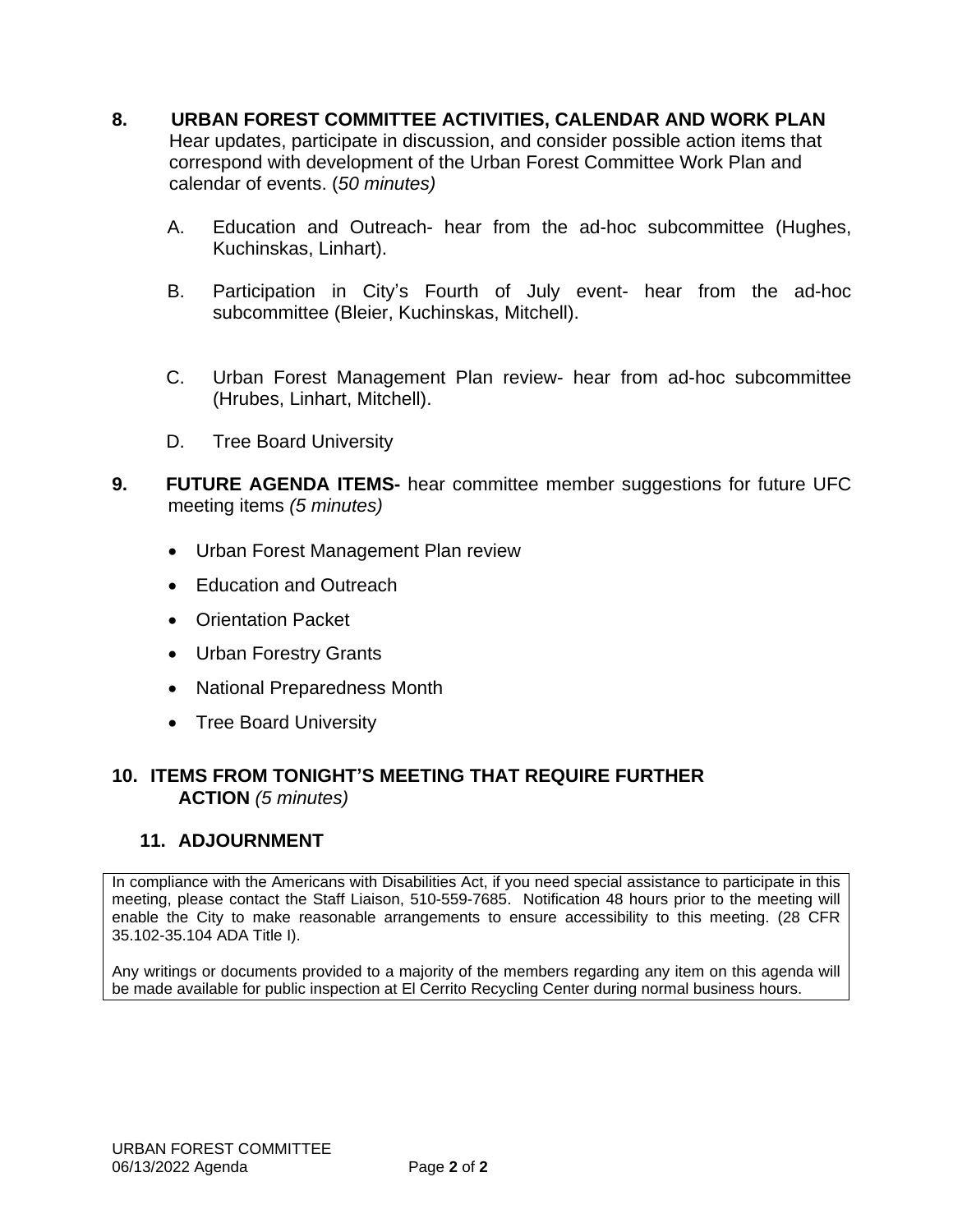**8. URBAN FOREST COMMITTEE ACTIVITIES, CALENDAR AND WORK PLAN**
Hear updates, participate in discussion, and consider possible action items that correspond with development of the Urban Forest Committee Work Plan and calendar of events. (*50 minutes)*

A. Education and Outreach- hear from the ad-hoc subcommittee (Hughes, Kuchinskas, Linhart).

B. Participation in City's Fourth of July event- hear from the ad-hoc subcommittee (Bleier, Kuchinskas, Mitchell).

C. Urban Forest Management Plan review- hear from ad-hoc subcommittee (Hrubes, Linhart, Mitchell).

D. Tree Board University

**9. FUTURE AGENDA ITEMS-** hear committee member suggestions for future UFC meeting items *(5 minutes)*

- Urban Forest Management Plan review
- Education and Outreach
- Orientation Packet
- Urban Forestry Grants
- National Preparedness Month
- Tree Board University

**10. ITEMS FROM TONIGHT'S MEETING THAT REQUIRE FURTHER ACTION** *(5 minutes)*

**11. ADJOURNMENT**

In compliance with the Americans with Disabilities Act, if you need special assistance to participate in this meeting, please contact the Staff Liaison, 510-559-7685. Notification 48 hours prior to the meeting will enable the City to make reasonable arrangements to ensure accessibility to this meeting. (28 CFR 35.102-35.104 ADA Title I).

Any writings or documents provided to a majority of the members regarding any item on this agenda will be made available for public inspection at El Cerrito Recycling Center during normal business hours.